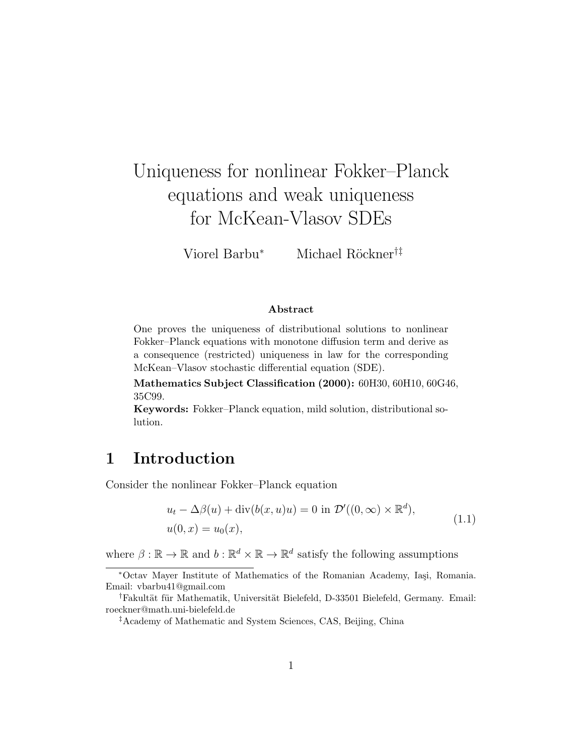# Uniqueness for nonlinear Fokker–Planck equations and weak uniqueness for McKean-Vlasov SDEs

Viorel Barbu[*] Michael Röckner[†‡]

### Abstract

One proves the uniqueness of distributional solutions to nonlinear Fokker–Planck equations with monotone diffusion term and derive as a consequence (restricted) uniqueness in law for the corresponding McKean–Vlasov stochastic differential equation (SDE).

**Mathematics Subject Classification (2000):** 60H30, 60H10, 60G46, 35C99.

**Keywords:** Fokker–Planck equation, mild solution, distributional solution.

## 1 Introduction

Consider the nonlinear Fokker–Planck equation

$$
\begin{aligned}
&u_t - \Delta\beta(u) + \operatorname{div}(b(x,u)u) = 0 \text{ in } \mathcal{D}'((0,\infty)\times\mathbb{R}^d),\\
&u(0,x) = u_0(x),
\end{aligned}
\tag{1.1}
$$

where $\beta : \mathbb{R} \to \mathbb{R}$ and $b : \mathbb{R}^d \times \mathbb{R} \to \mathbb{R}^d$ satisfy the following assumptions

---

[*] Octav Mayer Institute of Mathematics of the Romanian Academy, Iaşi, Romania. Email: vbarbu41@gmail.com

[†] Fakultät für Mathematik, Universität Bielefeld, D-33501 Bielefeld, Germany. Email: roeckner@math.uni-bielefeld.de

[‡] Academy of Mathematic and System Sciences, CAS, Beijing, China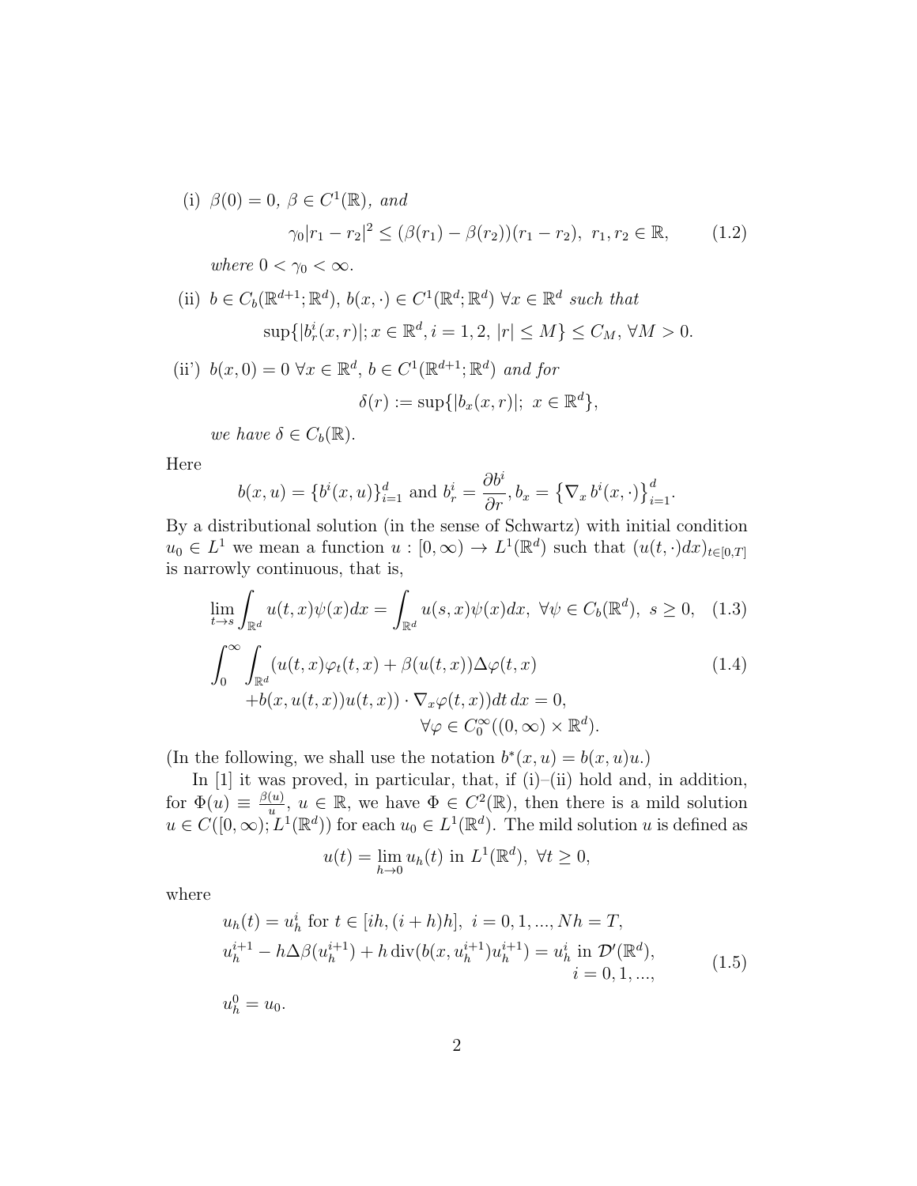(i) $\beta(0) = 0$, $\beta \in C^1(\mathbb{R})$, *and*

$$\gamma_0 |r_1 - r_2|^2 \le (\beta(r_1) - \beta(r_2))(r_1 - r_2), \ r_1, r_2 \in \mathbb{R}, \tag{1.2}$$

*where* $0 < \gamma_0 < \infty$.

(ii) $b \in C_b(\mathbb{R}^{d+1}; \mathbb{R}^d)$, $b(x, \cdot) \in C^1(\mathbb{R}^d; \mathbb{R}^d)$ $\forall x \in \mathbb{R}^d$ *such that*

$$\sup\{|b_r^i(x,r)|; x \in \mathbb{R}^d, i = 1, 2, \ |r| \le M\} \le C_M, \ \forall M > 0.$$

(ii') $b(x, 0) = 0$ $\forall x \in \mathbb{R}^d$, $b \in C^1(\mathbb{R}^{d+1}; \mathbb{R}^d)$ *and for*

$$\delta(r) := \sup\{|b_x(x,r)|; \ x \in \mathbb{R}^d\},$$

*we have* $\delta \in C_b(\mathbb{R})$.

Here

$$b(x,u) = \{b^i(x,u)\}_{i=1}^d \text{ and } b_r^i = \frac{\partial b^i}{\partial r}, b_x = \left\{\nabla_x \, b^i(x, \cdot)\right\}_{i=1}^d.$$

By a distributional solution (in the sense of Schwartz) with initial condition $u_0 \in L^1$ we mean a function $u : [0,\infty) \to L^1(\mathbb{R}^d)$ such that $(u(t,\cdot)dx)_{t\in[0,T]}$ is narrowly continuous, that is,

$$\lim_{t\to s} \int_{\mathbb{R}^d} u(t,x)\psi(x)dx = \int_{\mathbb{R}^d} u(s,x)\psi(x)dx, \ \forall \psi \in C_b(\mathbb{R}^d), \ s \ge 0, \tag{1.3}$$

$$\begin{aligned} \int_0^\infty \int_{\mathbb{R}^d} (u(t,x)\varphi_t(t,x) + \beta(u(t,x))\Delta\varphi(t,x) \\ + b(x, u(t,x))u(t,x)) \cdot \nabla_x \varphi(t,x) dt \, dx = 0, \\ \forall \varphi \in C_0^\infty((0,\infty) \times \mathbb{R}^d). \end{aligned} \tag{1.4}$$

(In the following, we shall use the notation $b^*(x,u) = b(x,u)u$.)

In [1] it was proved, in particular, that, if (i)–(ii) hold and, in addition, for $\Phi(u) \equiv \frac{\beta(u)}{u}$, $u \in \mathbb{R}$, we have $\Phi \in C^2(\mathbb{R})$, then there is a mild solution $u \in C([0,\infty); L^1(\mathbb{R}^d))$ for each $u_0 \in L^1(\mathbb{R}^d)$. The mild solution $u$ is defined as

$$u(t) = \lim_{h\to 0} u_h(t) \text{ in } L^1(\mathbb{R}^d), \ \forall t \ge 0,$$

where

$$\begin{aligned} &u_h(t) = u_h^i \text{ for } t \in [ih, (i+h)h], \ i = 0, 1, ..., Nh = T, \\ &u_h^{i+1} - h\Delta\beta(u_h^{i+1}) + h \operatorname{div}(b(x, u_h^{i+1})u_h^{i+1}) = u_h^i \text{ in } \mathcal{D}'(\mathbb{R}^d), \\ &\qquad\qquad\qquad\qquad\qquad\qquad\qquad\qquad\qquad i = 0, 1, ..., \\ &u_h^0 = u_0. \end{aligned} \tag{1.5}$$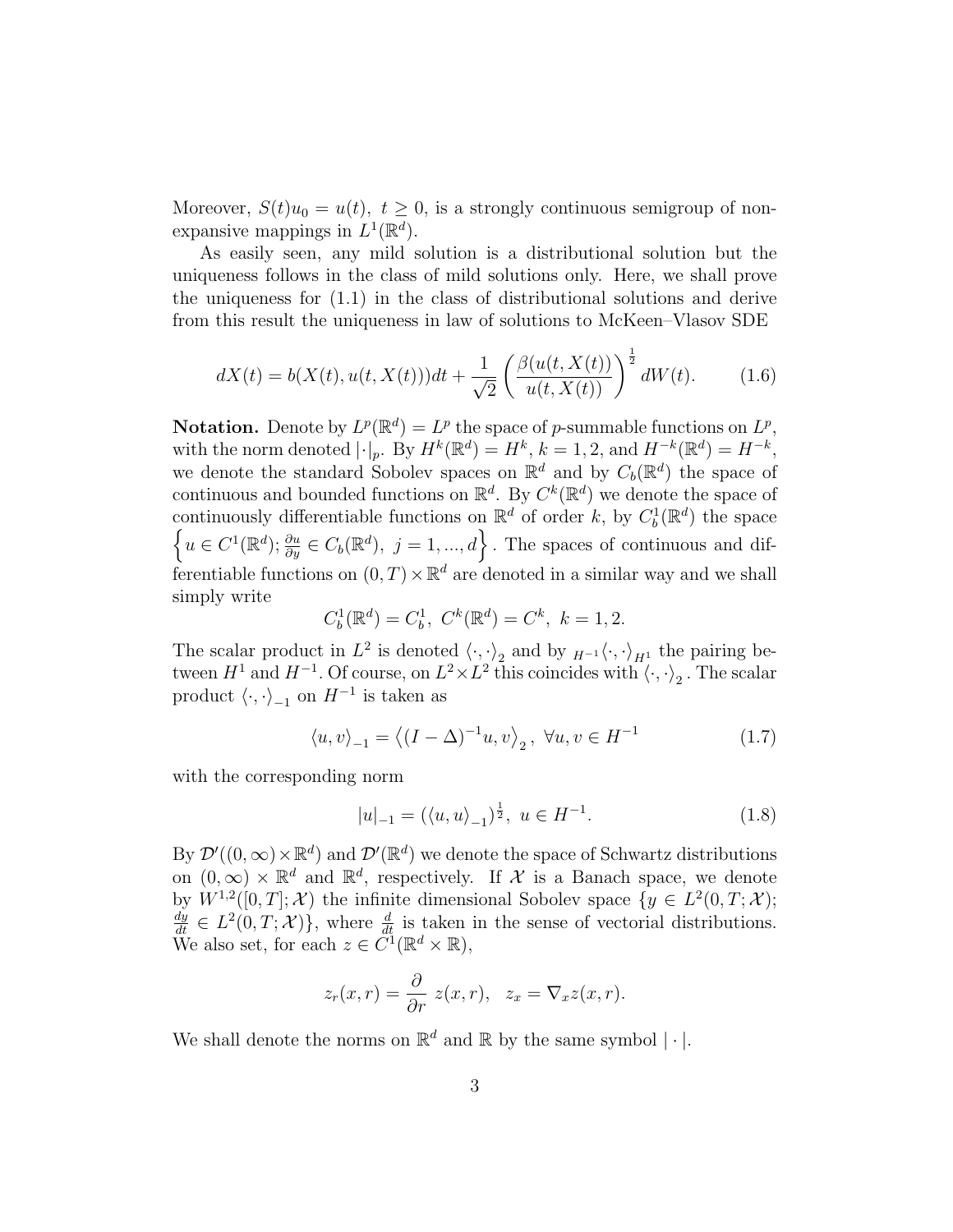Moreover, $S(t)u_0 = u(t),\ t \geq 0$, is a strongly continuous semigroup of nonexpansive mappings in $L^1(\mathbb{R}^d)$.

As easily seen, any mild solution is a distributional solution but the uniqueness follows in the class of mild solutions only. Here, we shall prove the uniqueness for (1.1) in the class of distributional solutions and derive from this result the uniqueness in law of solutions to McKeen–Vlasov SDE

$$dX(t) = b(X(t), u(t, X(t)))dt + \frac{1}{\sqrt{2}} \left( \frac{\beta(u(t, X(t))}{u(t, X(t))} \right)^{\frac{1}{2}} dW(t). \tag{1.6}$$

**Notation.** Denote by $L^p(\mathbb{R}^d) = L^p$ the space of $p$-summable functions on $L^p$, with the norm denoted $|\cdot|_p$. By $H^k(\mathbb{R}^d) = H^k$, $k = 1, 2$, and $H^{-k}(\mathbb{R}^d) = H^{-k}$, we denote the standard Sobolev spaces on $\mathbb{R}^d$ and by $C_b(\mathbb{R}^d)$ the space of continuous and bounded functions on $\mathbb{R}^d$. By $C^k(\mathbb{R}^d)$ we denote the space of continuously differentiable functions on $\mathbb{R}^d$ of order $k$, by $C_b^1(\mathbb{R}^d)$ the space $\left\{ u \in C^1(\mathbb{R}^d);\, \frac{\partial u}{\partial y} \in C_b(\mathbb{R}^d),\ j = 1, ..., d \right\}$. The spaces of continuous and differentiable functions on $(0, T) \times \mathbb{R}^d$ are denoted in a similar way and we shall simply write

$$C_b^1(\mathbb{R}^d) = C_b^1,\ C^k(\mathbb{R}^d) = C^k,\ k = 1, 2.$$

The scalar product in $L^2$ is denoted $\langle \cdot, \cdot \rangle_2$ and by ${}_{H^{-1}}\langle \cdot, \cdot \rangle_{H^1}$ the pairing between $H^1$ and $H^{-1}$. Of course, on $L^2 \times L^2$ this coincides with $\langle \cdot, \cdot \rangle_2$. The scalar product $\langle \cdot, \cdot \rangle_{-1}$ on $H^{-1}$ is taken as

$$\langle u, v \rangle_{-1} = \left\langle (I - \Delta)^{-1} u, v \right\rangle_2,\ \forall u, v \in H^{-1} \tag{1.7}$$

with the corresponding norm

$$|u|_{-1} = (\langle u, u \rangle_{-1})^{\frac{1}{2}},\ u \in H^{-1}. \tag{1.8}$$

By $\mathcal{D}'((0, \infty) \times \mathbb{R}^d)$ and $\mathcal{D}'(\mathbb{R}^d)$ we denote the space of Schwartz distributions on $(0, \infty) \times \mathbb{R}^d$ and $\mathbb{R}^d$, respectively. If $\mathcal{X}$ is a Banach space, we denote by $W^{1,2}([0, T]; \mathcal{X})$ the infinite dimensional Sobolev space $\{y \in L^2(0, T; \mathcal{X});\ \frac{dy}{dt} \in L^2(0, T; \mathcal{X})\}$, where $\frac{d}{dt}$ is taken in the sense of vectorial distributions. We also set, for each $z \in C^1(\mathbb{R}^d \times \mathbb{R})$,

$$z_r(x, r) = \frac{\partial}{\partial r}\ z(x, r),\ \ z_x = \nabla_x z(x, r).$$

We shall denote the norms on $\mathbb{R}^d$ and $\mathbb{R}$ by the same symbol $|\cdot|$.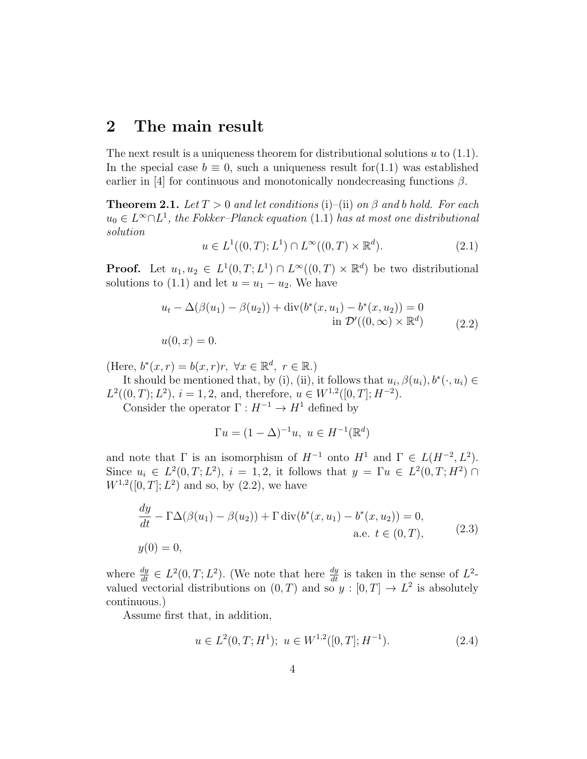## 2 The main result

The next result is a uniqueness theorem for distributional solutions $u$ to (1.1). In the special case $b \equiv 0$, such a uniqueness result for(1.1) was established earlier in [4] for continuous and monotonically nondecreasing functions $\beta$.

**Theorem 2.1.** *Let $T > 0$ and let conditions* (i)–(ii) *on $\beta$ and $b$ hold. For each $u_0 \in L^\infty \cap L^1$, the Fokker–Planck equation* (1.1) *has at most one distributional solution*

$$u \in L^1((0,T); L^1) \cap L^\infty((0,T) \times \mathbb{R}^d). \tag{2.1}$$

**Proof.** Let $u_1, u_2 \in L^1(0,T; L^1) \cap L^\infty((0,T) \times \mathbb{R}^d)$ be two distributional solutions to (1.1) and let $u = u_1 - u_2$. We have

$$\begin{aligned} & u_t - \Delta(\beta(u_1) - \beta(u_2)) + \operatorname{div}(b^*(x,u_1) - b^*(x,u_2)) = 0 \\ & \qquad\qquad\qquad\qquad\qquad\qquad\qquad\qquad \text{in } \mathcal{D}'((0,\infty) \times \mathbb{R}^d) \\ & u(0,x) = 0. \end{aligned} \tag{2.2}$$

(Here, $b^*(x,r) = b(x,r)r,\ \forall x \in \mathbb{R}^d,\ r \in \mathbb{R}$.)

It should be mentioned that, by (i), (ii), it follows that $u_i, \beta(u_i), b^*(\cdot, u_i) \in L^2((0,T); L^2)$, $i = 1,2$, and, therefore, $u \in W^{1,2}([0,T]; H^{-2})$.

Consider the operator $\Gamma : H^{-1} \to H^1$ defined by

$$\Gamma u = (1 - \Delta)^{-1} u,\ u \in H^{-1}(\mathbb{R}^d)$$

and note that $\Gamma$ is an isomorphism of $H^{-1}$ onto $H^1$ and $\Gamma \in L(H^{-2}, L^2)$. Since $u_i \in L^2(0,T; L^2)$, $i = 1,2$, it follows that $y = \Gamma u \in L^2(0,T; H^2) \cap W^{1,2}([0,T]; L^2)$ and so, by (2.2), we have

$$\begin{aligned} & \frac{dy}{dt} - \Gamma\Delta(\beta(u_1) - \beta(u_2)) + \Gamma \operatorname{div}(b^*(x,u_1) - b^*(x,u_2)) = 0, \\ & \qquad\qquad\qquad\qquad\qquad\qquad\qquad\qquad \text{a.e. } t \in (0,T), \\ & y(0) = 0, \end{aligned} \tag{2.3}$$

where $\frac{dy}{dt} \in L^2(0,T; L^2)$. (We note that here $\frac{dy}{dt}$ is taken in the sense of $L^2$-valued vectorial distributions on $(0,T)$ and so $y : [0,T] \to L^2$ is absolutely continuous.)

Assume first that, in addition,

$$u \in L^2(0,T; H^1);\ u \in W^{1,2}([0,T]; H^{-1}). \tag{2.4}$$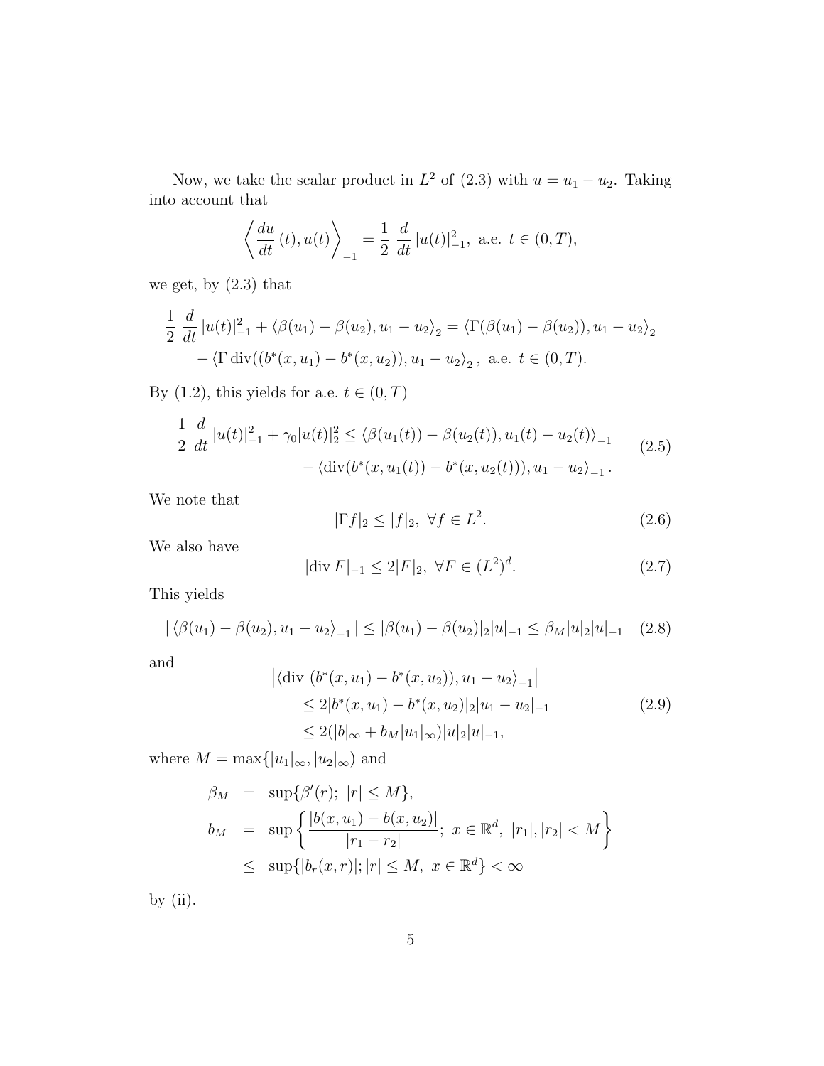Now, we take the scalar product in $L^2$ of (2.3) with $u = u_1 - u_2$. Taking into account that

$$\left\langle \frac{du}{dt}(t), u(t) \right\rangle_{-1} = \frac{1}{2}\,\frac{d}{dt}\,|u(t)|_{-1}^2,\ \text{a.e. } t \in (0,T),$$

we get, by (2.3) that

$$\begin{aligned}\frac{1}{2}\,\frac{d}{dt}\,|u(t)|_{-1}^2 + \langle \beta(u_1) - \beta(u_2), u_1 - u_2 \rangle_2 &= \langle \Gamma(\beta(u_1) - \beta(u_2)), u_1 - u_2 \rangle_2 \\ &- \langle \Gamma \operatorname{div}((b^*(x,u_1) - b^*(x,u_2)), u_1 - u_2 \rangle_2\,,\ \text{a.e. } t \in (0,T).\end{aligned}$$

By (1.2), this yields for a.e. $t \in (0,T)$

$$\begin{aligned}\frac{1}{2}\,\frac{d}{dt}\,|u(t)|_{-1}^2 + \gamma_0 |u(t)|_2^2 &\le \langle \beta(u_1(t)) - \beta(u_2(t)), u_1(t) - u_2(t) \rangle_{-1} \\ &\quad - \langle \operatorname{div}(b^*(x,u_1(t)) - b^*(x,u_2(t))), u_1 - u_2 \rangle_{-1}\,.\end{aligned} \tag{2.5}$$

We note that

$$|\Gamma f|_2 \le |f|_2,\ \forall f \in L^2. \tag{2.6}$$

We also have

$$|\operatorname{div} F|_{-1} \le 2|F|_2,\ \forall F \in (L^2)^d. \tag{2.7}$$

This yields

$$|\langle \beta(u_1) - \beta(u_2), u_1 - u_2 \rangle_{-1}| \le |\beta(u_1) - \beta(u_2)|_2 |u|_{-1} \le \beta_M |u|_2 |u|_{-1} \tag{2.8}$$

and

$$\begin{aligned}&\left|\langle \operatorname{div}\ (b^*(x,u_1) - b^*(x,u_2)), u_1 - u_2 \rangle_{-1}\right| \\ &\quad \le 2|b^*(x,u_1) - b^*(x,u_2)|_2 |u_1 - u_2|_{-1} \\ &\quad \le 2(|b|_\infty + b_M |u_1|_\infty)|u|_2 |u|_{-1},\end{aligned} \tag{2.9}$$

where $M = \max\{|u_1|_\infty, |u_2|_\infty)$ and

$$\begin{aligned}\beta_M &= \sup\{\beta'(r);\ |r| \le M\}, \\ b_M &= \sup\left\{\frac{|b(x,u_1) - b(x,u_2)|}{|r_1 - r_2|};\ x \in \mathbb{R}^d,\ |r_1|, |r_2| < M\right\} \\ &\le \sup\{|b_r(x,r)|; |r| \le M,\ x \in \mathbb{R}^d\} < \infty\end{aligned}$$

by (ii).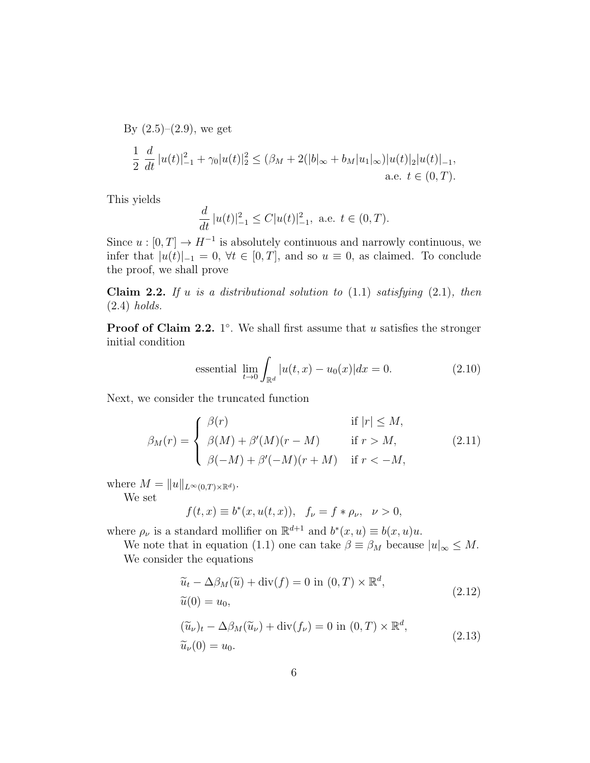By (2.5)–(2.9), we get

$$\frac{1}{2}\frac{d}{dt}|u(t)|_{-1}^2 + \gamma_0|u(t)|_2^2 \le (\beta_M + 2(|b|_\infty + b_M|u_1|_\infty)|u(t)|_2|u(t)|_{-1},$$
$$\text{a.e. } t \in (0,T).$$

This yields

$$\frac{d}{dt}|u(t)|_{-1}^2 \le C|u(t)|_{-1}^2, \text{ a.e. } t \in (0,T).$$

Since $u : [0,T] \to H^{-1}$ is absolutely continuous and narrowly continuous, we infer that $|u(t)|_{-1} = 0$, $\forall t \in [0,T]$, and so $u \equiv 0$, as claimed. To conclude the proof, we shall prove

**Claim 2.2.** *If $u$ is a distributional solution to* (1.1) *satisfying* (2.1)*, then* (2.4) *holds.*

**Proof of Claim 2.2.** $1^\circ$. We shall first assume that $u$ satisfies the stronger initial condition

$$\text{essential} \lim_{t\to 0} \int_{\mathbb{R}^d} |u(t,x) - u_0(x)|dx = 0. \tag{2.10}$$

Next, we consider the truncated function

$$\beta_M(r) = \begin{cases} \beta(r) & \text{if } |r| \le M, \\ \beta(M) + \beta'(M)(r-M) & \text{if } r > M, \\ \beta(-M) + \beta'(-M)(r+M) & \text{if } r < -M, \end{cases} \tag{2.11}$$

where $M = \|u\|_{L^\infty(0,T)\times\mathbb{R}^d)}$.

We set

$$f(t,x) \equiv b^*(x, u(t,x)), \quad f_\nu = f * \rho_\nu, \quad \nu > 0,$$

where $\rho_\nu$ is a standard mollifier on $\mathbb{R}^{d+1}$ and $b^*(x,u) \equiv b(x,u)u$.

We note that in equation (1.1) one can take $\beta \equiv \beta_M$ because $|u|_\infty \le M$.

We consider the equations

$$\begin{aligned} &\widetilde{u}_t - \Delta\beta_M(\widetilde{u}) + \mathrm{div}(f) = 0 \text{ in } (0,T) \times \mathbb{R}^d, \\ &\widetilde{u}(0) = u_0, \end{aligned} \tag{2.12}$$

$$\begin{aligned} &(\widetilde{u}_\nu)_t - \Delta\beta_M(\widetilde{u}_\nu) + \mathrm{div}(f_\nu) = 0 \text{ in } (0,T) \times \mathbb{R}^d, \\ &\widetilde{u}_\nu(0) = u_0. \end{aligned} \tag{2.13}$$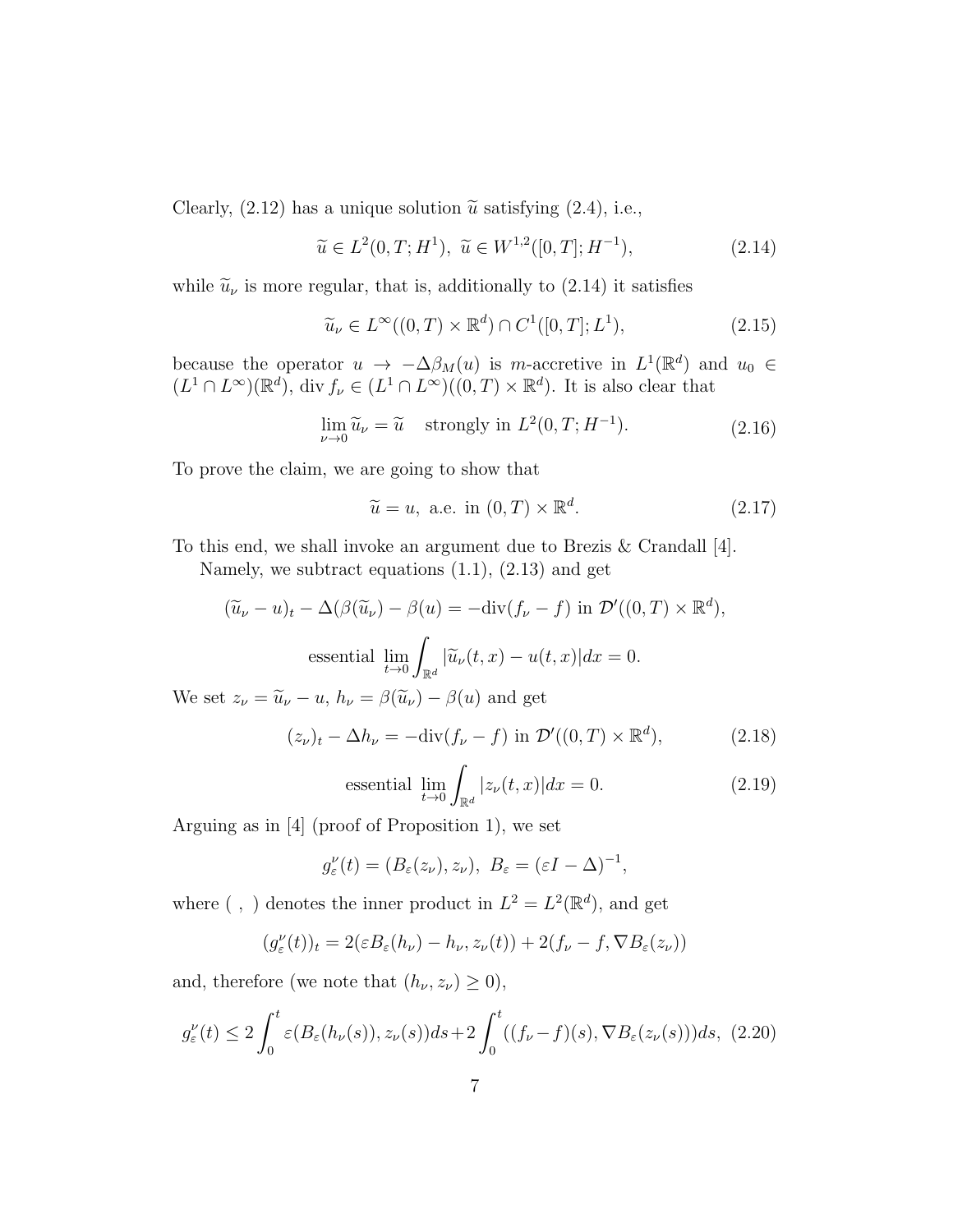Clearly, (2.12) has a unique solution $\widetilde{u}$ satisfying (2.4), i.e.,

$$\widetilde{u} \in L^2(0,T;H^1),\ \ \widetilde{u} \in W^{1,2}([0,T];H^{-1}), \tag{2.14}$$

while $\widetilde{u}_\nu$ is more regular, that is, additionally to (2.14) it satisfies

$$\widetilde{u}_\nu \in L^\infty((0,T)\times\mathbb{R}^d) \cap C^1([0,T];L^1), \tag{2.15}$$

because the operator $u \to -\Delta\beta_M(u)$ is $m$-accretive in $L^1(\mathbb{R}^d)$ and $u_0 \in (L^1\cap L^\infty)(\mathbb{R}^d)$, $\operatorname{div} f_\nu \in (L^1\cap L^\infty)((0,T)\times\mathbb{R}^d)$. It is also clear that

$$\lim_{\nu\to 0} \widetilde{u}_\nu = \widetilde{u} \quad \text{strongly in } L^2(0,T;H^{-1}). \tag{2.16}$$

To prove the claim, we are going to show that

$$\widetilde{u} = u, \text{ a.e. in } (0,T)\times\mathbb{R}^d. \tag{2.17}$$

To this end, we shall invoke an argument due to Brezis & Crandall [4].

Namely, we subtract equations (1.1), (2.13) and get

$$(\widetilde{u}_\nu - u)_t - \Delta(\beta(\widetilde{u}_\nu) - \beta(u) = -\operatorname{div}(f_\nu - f) \text{ in } \mathcal{D}'((0,T)\times\mathbb{R}^d),$$

$$\text{essential } \lim_{t\to 0}\int_{\mathbb{R}^d} |\widetilde{u}_\nu(t,x) - u(t,x)|dx = 0.$$

We set $z_\nu = \widetilde{u}_\nu - u$, $h_\nu = \beta(\widetilde{u}_\nu) - \beta(u)$ and get

$$(z_\nu)_t - \Delta h_\nu = -\operatorname{div}(f_\nu - f) \text{ in } \mathcal{D}'((0,T)\times\mathbb{R}^d), \tag{2.18}$$

$$\text{essential } \lim_{t\to 0}\int_{\mathbb{R}^d} |z_\nu(t,x)|dx = 0. \tag{2.19}$$

Arguing as in [4] (proof of Proposition 1), we set

$$g_\varepsilon^\nu(t) = (B_\varepsilon(z_\nu), z_\nu),\ \ B_\varepsilon = (\varepsilon I - \Delta)^{-1},$$

where $(\ ,\ )$ denotes the inner product in $L^2 = L^2(\mathbb{R}^d)$, and get

$$(g_\varepsilon^\nu(t))_t = 2(\varepsilon B_\varepsilon(h_\nu) - h_\nu, z_\nu(t)) + 2(f_\nu - f, \nabla B_\varepsilon(z_\nu))$$

and, therefore (we note that $(h_\nu, z_\nu) \geq 0$),

$$g_\varepsilon^\nu(t) \leq 2\int_0^t \varepsilon(B_\varepsilon(h_\nu(s)), z_\nu(s))ds + 2\int_0^t ((f_\nu - f)(s), \nabla B_\varepsilon(z_\nu(s)))ds, \tag{2.20}$$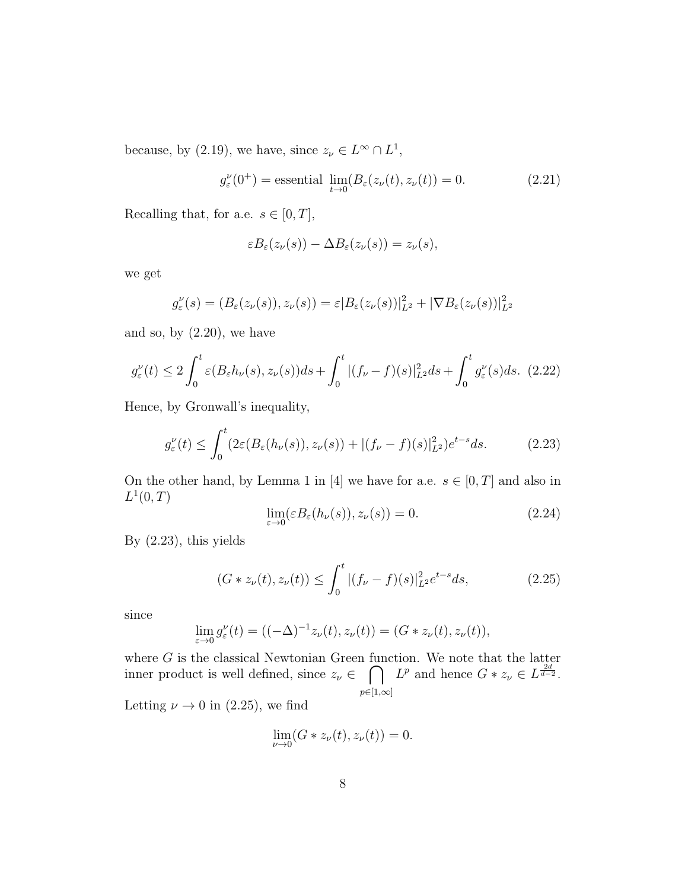because, by (2.19), we have, since $z_\nu \in L^\infty \cap L^1$,

$$g_\varepsilon^\nu(0^+) = \text{essential } \lim_{t\to 0}(B_\varepsilon(z_\nu(t), z_\nu(t)) = 0. \tag{2.21}$$

Recalling that, for a.e. $s \in [0,T]$,

$$\varepsilon B_\varepsilon(z_\nu(s)) - \Delta B_\varepsilon(z_\nu(s)) = z_\nu(s),$$

we get

$$g_\varepsilon^\nu(s) = (B_\varepsilon(z_\nu(s)), z_\nu(s)) = \varepsilon |B_\varepsilon(z_\nu(s))|_{L^2}^2 + |\nabla B_\varepsilon(z_\nu(s))|_{L^2}^2$$

and so, by (2.20), we have

$$g_\varepsilon^\nu(t) \le 2\int_0^t \varepsilon(B_\varepsilon h_\nu(s), z_\nu(s))ds + \int_0^t |(f_\nu - f)(s)|_{L^2}^2 ds + \int_0^t g_\varepsilon^\nu(s)ds. \tag{2.22}$$

Hence, by Gronwall's inequality,

$$g_\varepsilon^\nu(t) \le \int_0^t (2\varepsilon(B_\varepsilon(h_\nu(s)), z_\nu(s)) + |(f_\nu - f)(s)|_{L^2}^2) e^{t-s} ds. \tag{2.23}$$

On the other hand, by Lemma 1 in [4] we have for a.e. $s \in [0,T]$ and also in $L^1(0,T)$

$$\lim_{\varepsilon\to 0}(\varepsilon B_\varepsilon(h_\nu(s)), z_\nu(s)) = 0. \tag{2.24}$$

By (2.23), this yields

$$(G * z_\nu(t), z_\nu(t)) \le \int_0^t |(f_\nu - f)(s)|_{L^2}^2 e^{t-s} ds, \tag{2.25}$$

since

$$\lim_{\varepsilon\to 0} g_\varepsilon^\nu(t) = ((-\Delta)^{-1} z_\nu(t), z_\nu(t)) = (G * z_\nu(t), z_\nu(t)),$$

where $G$ is the classical Newtonian Green function. We note that the latter inner product is well defined, since $z_\nu \in \bigcap_{p\in[1,\infty]} L^p$ and hence $G * z_\nu \in L^{\frac{2d}{d-2}}$.

Letting $\nu \to 0$ in (2.25), we find

$$\lim_{\nu\to 0}(G * z_\nu(t), z_\nu(t)) = 0.$$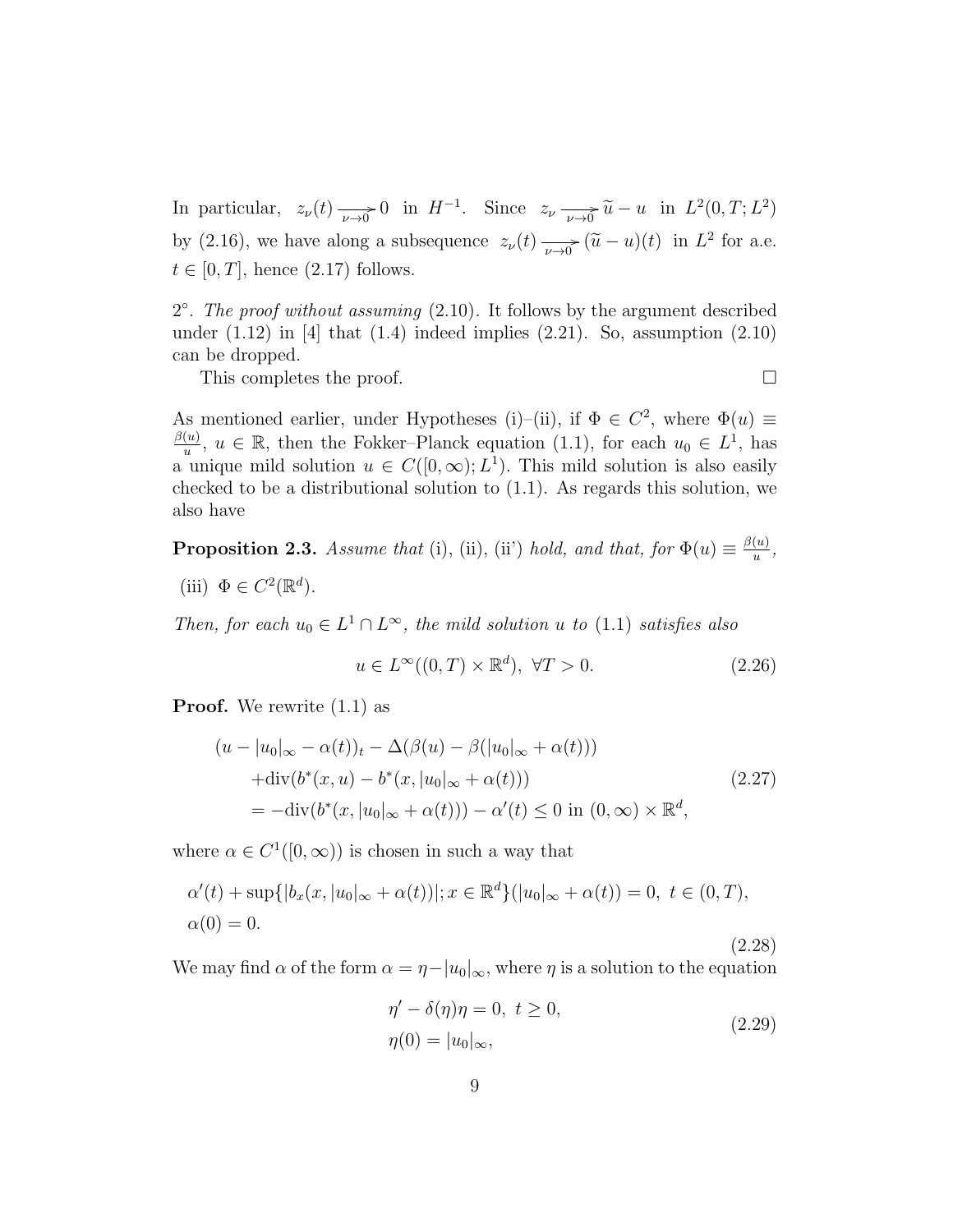In particular, $z_\nu(t) \underset{\nu\to 0}{\longrightarrow} 0$ in $H^{-1}$. Since $z_\nu \underset{\nu\to 0}{\longrightarrow} \widetilde{u} - u$ in $L^2(0,T;L^2)$ by (2.16), we have along a subsequence $z_\nu(t) \underset{\nu\to 0}{\longrightarrow} (\widetilde{u}-u)(t)$ in $L^2$ for a.e. $t \in [0,T]$, hence (2.17) follows.

$2^\circ$. *The proof without assuming* (2.10). It follows by the argument described under (1.12) in [4] that (1.4) indeed implies (2.21). So, assumption (2.10) can be dropped.

This completes the proof. $\square$

As mentioned earlier, under Hypotheses (i)–(ii), if $\Phi \in C^2$, where $\Phi(u) \equiv \frac{\beta(u)}{u}$, $u \in \mathbb{R}$, then the Fokker–Planck equation (1.1), for each $u_0 \in L^1$, has a unique mild solution $u \in C([0,\infty);L^1)$. This mild solution is also easily checked to be a distributional solution to (1.1). As regards this solution, we also have

**Proposition 2.3.** *Assume that* (i), (ii), (ii') *hold, and that, for* $\Phi(u) \equiv \frac{\beta(u)}{u}$,

(iii) $\Phi \in C^2(\mathbb{R}^d)$.

*Then, for each* $u_0 \in L^1 \cap L^\infty$*, the mild solution* $u$ *to* (1.1) *satisfies also*

$$u \in L^\infty((0,T)\times\mathbb{R}^d),\ \forall T>0. \tag{2.26}$$

**Proof.** We rewrite (1.1) as

$$\begin{aligned}
&(u-|u_0|_\infty-\alpha(t))_t - \Delta(\beta(u)-\beta(|u_0|_\infty+\alpha(t)))\\
&\quad+\mathrm{div}(b^*(x,u)-b^*(x,|u_0|_\infty+\alpha(t)))\\
&\quad= -\mathrm{div}(b^*(x,|u_0|_\infty+\alpha(t)))-\alpha'(t)\le 0 \text{ in } (0,\infty)\times\mathbb{R}^d,
\end{aligned}\tag{2.27}$$

where $\alpha \in C^1([0,\infty))$ is chosen in such a way that

$$\begin{aligned}
&\alpha'(t)+\sup\{|b_x(x,|u_0|_\infty+\alpha(t))|;x\in\mathbb{R}^d\}(|u_0|_\infty+\alpha(t))=0,\ t\in(0,T),\\
&\alpha(0)=0.
\end{aligned}\tag{2.28}$$

We may find $\alpha$ of the form $\alpha=\eta-|u_0|_\infty$, where $\eta$ is a solution to the equation

$$\begin{aligned}
&\eta'-\delta(\eta)\eta=0,\ t\ge 0,\\
&\eta(0)=|u_0|_\infty,
\end{aligned}\tag{2.29}$$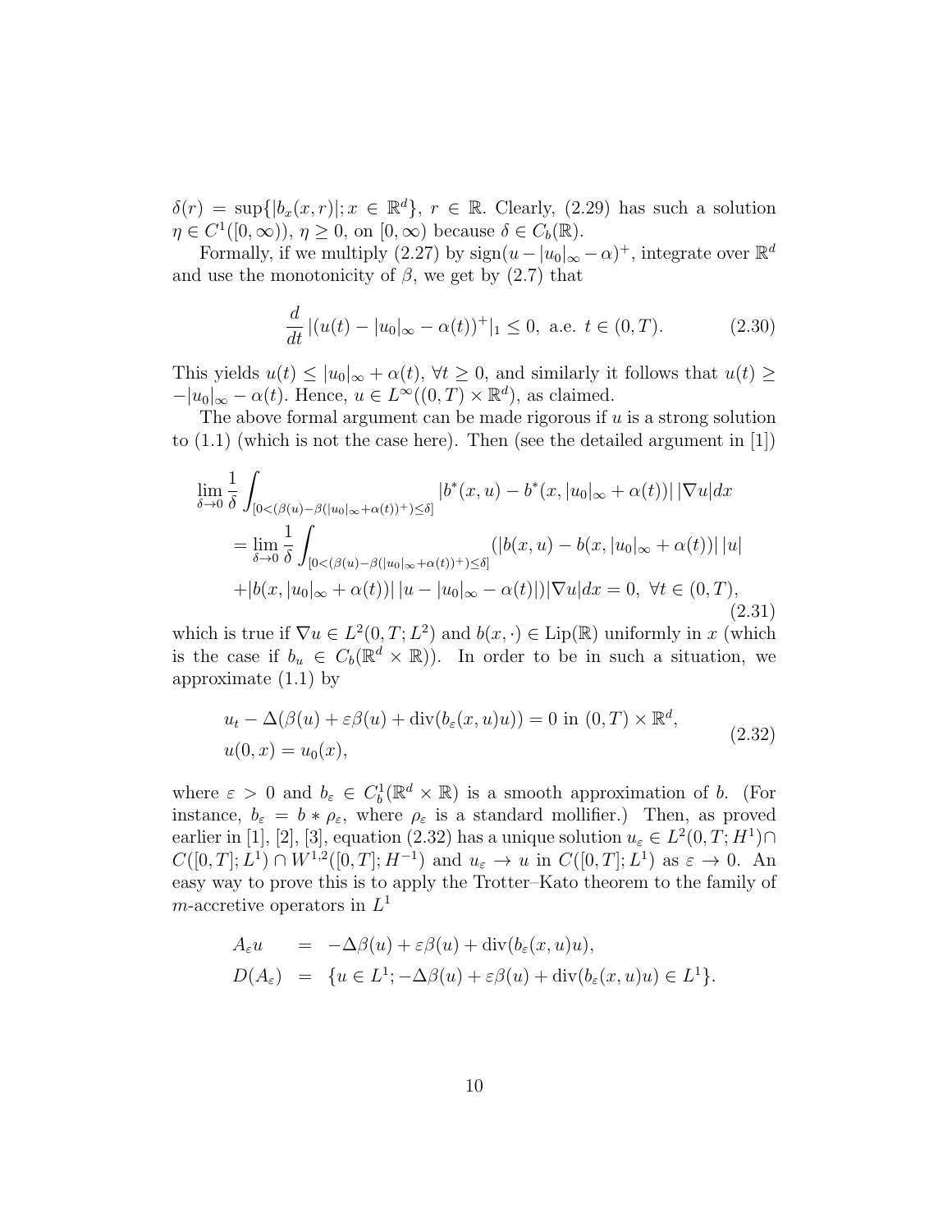$\delta(r) = \sup\{|b_x(x,r)|; x \in \mathbb{R}^d\}$, $r \in \mathbb{R}$. Clearly, (2.29) has such a solution $\eta \in C^1([0,\infty))$, $\eta \geq 0$, on $[0,\infty)$ because $\delta \in C_b(\mathbb{R})$.

Formally, if we multiply (2.27) by $\text{sign}(u-|u_0|_\infty-\alpha)^+$, integrate over $\mathbb{R}^d$ and use the monotonicity of $\beta$, we get by (2.7) that

$$\frac{d}{dt}\,|(u(t)-|u_0|_\infty-\alpha(t))^+|_1 \leq 0, \text{ a.e. } t \in (0,T). \tag{2.30}$$

This yields $u(t) \leq |u_0|_\infty + \alpha(t)$, $\forall t \geq 0$, and similarly it follows that $u(t) \geq -|u_0|_\infty - \alpha(t)$. Hence, $u \in L^\infty((0,T)\times\mathbb{R}^d)$, as claimed.

The above formal argument can be made rigorous if $u$ is a strong solution to (1.1) (which is not the case here). Then (see the detailed argument in [1])

$$\begin{aligned}
&\lim_{\delta\to 0}\frac{1}{\delta}\int_{[0<(\beta(u)-\beta(|u_0|_\infty+\alpha(t))^+)\leq\delta]} |b^*(x,u)-b^*(x,|u_0|_\infty+\alpha(t))|\,|\nabla u|dx\\
&\quad= \lim_{\delta\to 0}\frac{1}{\delta}\int_{[0<(\beta(u)-\beta(|u_0|_\infty+\alpha(t))^+)\leq\delta]} (|b(x,u)-b(x,|u_0|_\infty+\alpha(t))|\,|u|\\
&\quad+|b(x,|u_0|_\infty+\alpha(t))|\,|u-|u_0|_\infty-\alpha(t)|)|\nabla u|dx = 0,\ \forall t\in(0,T),
\end{aligned} \tag{2.31}$$

which is true if $\nabla u \in L^2(0,T;L^2)$ and $b(x,\cdot) \in \text{Lip}(\mathbb{R})$ uniformly in $x$ (which is the case if $b_u \in C_b(\mathbb{R}^d \times \mathbb{R})$). In order to be in such a situation, we approximate (1.1) by

$$\begin{aligned}
&u_t - \Delta(\beta(u)+\varepsilon\beta(u)+\text{div}(b_\varepsilon(x,u)u)) = 0 \text{ in } (0,T)\times\mathbb{R}^d,\\
&u(0,x) = u_0(x),
\end{aligned} \tag{2.32}$$

where $\varepsilon > 0$ and $b_\varepsilon \in C_b^1(\mathbb{R}^d \times \mathbb{R})$ is a smooth approximation of $b$. (For instance, $b_\varepsilon = b * \rho_\varepsilon$, where $\rho_\varepsilon$ is a standard mollifier.) Then, as proved earlier in [1], [2], [3], equation (2.32) has a unique solution $u_\varepsilon \in L^2(0,T;H^1) \cap C([0,T];L^1) \cap W^{1,2}([0,T];H^{-1})$ and $u_\varepsilon \to u$ in $C([0,T];L^1)$ as $\varepsilon \to 0$. An easy way to prove this is to apply the Trotter–Kato theorem to the family of $m$-accretive operators in $L^1$

$$\begin{aligned}
A_\varepsilon u &= -\Delta\beta(u)+\varepsilon\beta(u)+\text{div}(b_\varepsilon(x,u)u),\\
D(A_\varepsilon) &= \{u \in L^1; -\Delta\beta(u)+\varepsilon\beta(u)+\text{div}(b_\varepsilon(x,u)u) \in L^1\}.
\end{aligned}$$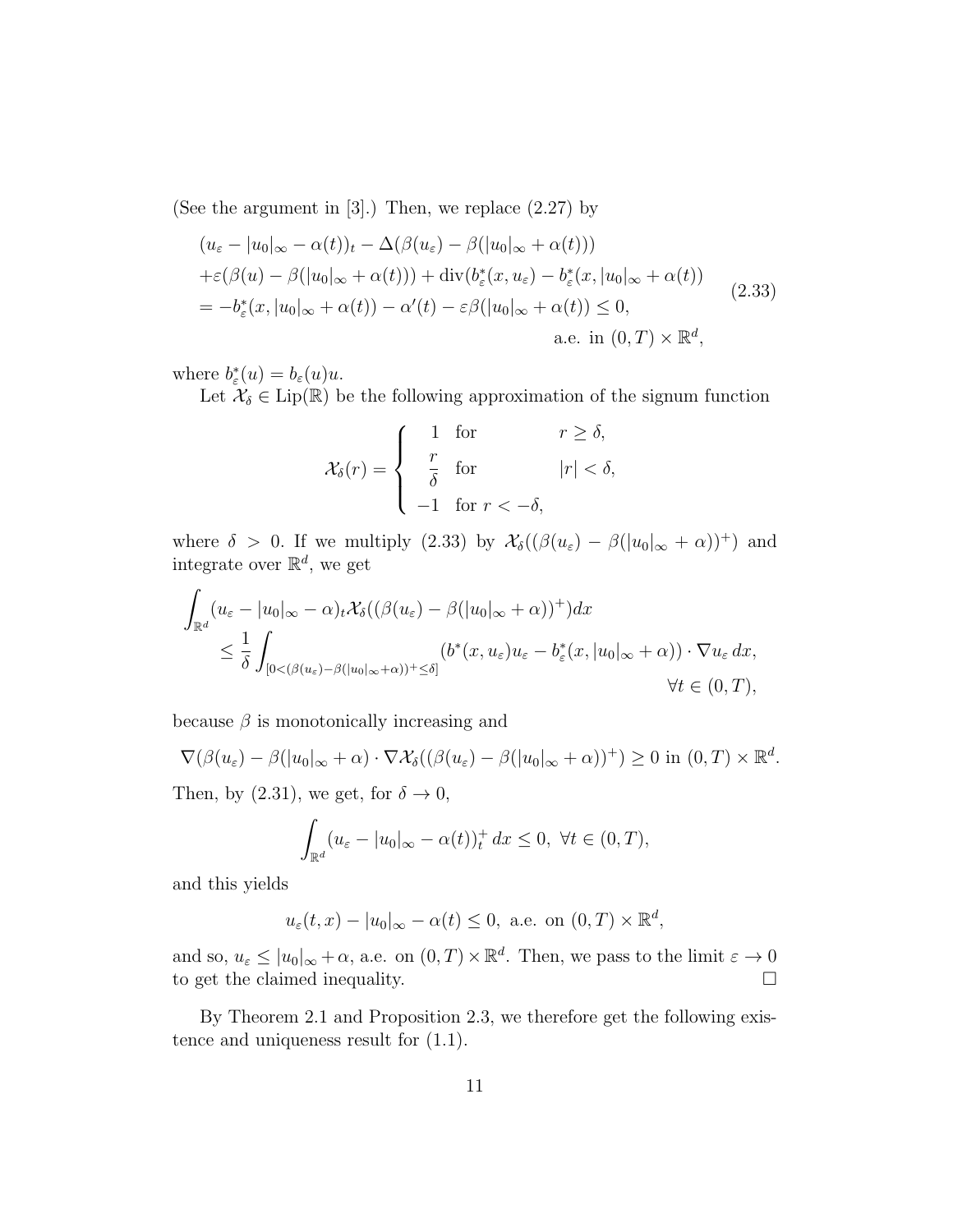(See the argument in [3].) Then, we replace (2.27) by

$$
\begin{aligned}
&(u_\varepsilon - |u_0|_\infty - \alpha(t))_t - \Delta(\beta(u_\varepsilon) - \beta(|u_0|_\infty + \alpha(t))) \\
&+\varepsilon(\beta(u) - \beta(|u_0|_\infty + \alpha(t))) + \operatorname{div}(b^*_\varepsilon(x, u_\varepsilon) - b^*_\varepsilon(x, |u_0|_\infty + \alpha(t)) \\
&= -b^*_\varepsilon(x, |u_0|_\infty + \alpha(t)) - \alpha'(t) - \varepsilon\beta(|u_0|_\infty + \alpha(t)) \le 0, \\
&\qquad\qquad\qquad\qquad\qquad\qquad\qquad\qquad \text{a.e. in } (0,T) \times \mathbb{R}^d,
\end{aligned}
\tag{2.33}
$$

where $b^*_\varepsilon(u) = b_\varepsilon(u)u$.

Let $\mathcal{X}_\delta \in \mathrm{Lip}(\mathbb{R})$ be the following approximation of the signum function

$$
\mathcal{X}_\delta(r) = \begin{cases} 1 & \text{for} \quad r \ge \delta, \\ \dfrac{r}{\delta} & \text{for} \quad |r| < \delta, \\ -1 & \text{for } r < -\delta, \end{cases}
$$

where $\delta > 0$. If we multiply (2.33) by $\mathcal{X}_\delta((\beta(u_\varepsilon) - \beta(|u_0|_\infty + \alpha))^+)$ and integrate over $\mathbb{R}^d$, we get

$$
\begin{aligned}
&\int_{\mathbb{R}^d} (u_\varepsilon - |u_0|_\infty - \alpha)_t \mathcal{X}_\delta((\beta(u_\varepsilon) - \beta(|u_0|_\infty + \alpha))^+) dx \\
&\quad \le \frac{1}{\delta} \int_{[0<(\beta(u_\varepsilon)-\beta(|u_0|_\infty+\alpha))^+\le\delta]} (b^*(x, u_\varepsilon)u_\varepsilon - b^*_\varepsilon(x, |u_0|_\infty + \alpha)) \cdot \nabla u_\varepsilon \, dx, \\
&\qquad\qquad\qquad\qquad\qquad\qquad\qquad\qquad\qquad \forall t \in (0,T),
\end{aligned}
$$

because $\beta$ is monotonically increasing and

$$
\nabla(\beta(u_\varepsilon) - \beta(|u_0|_\infty + \alpha) \cdot \nabla \mathcal{X}_\delta((\beta(u_\varepsilon) - \beta(|u_0|_\infty + \alpha))^+) \ge 0 \text{ in } (0,T) \times \mathbb{R}^d.
$$

Then, by (2.31), we get, for $\delta \to 0$,

$$
\int_{\mathbb{R}^d} (u_\varepsilon - |u_0|_\infty - \alpha(t))^+_t \, dx \le 0, \ \forall t \in (0,T),
$$

and this yields

$$
u_\varepsilon(t,x) - |u_0|_\infty - \alpha(t) \le 0, \text{ a.e. on } (0,T) \times \mathbb{R}^d,
$$

and so, $u_\varepsilon \le |u_0|_\infty + \alpha$, a.e. on $(0,T) \times \mathbb{R}^d$. Then, we pass to the limit $\varepsilon \to 0$ to get the claimed inequality. $\square$

By Theorem 2.1 and Proposition 2.3, we therefore get the following existence and uniqueness result for (1.1).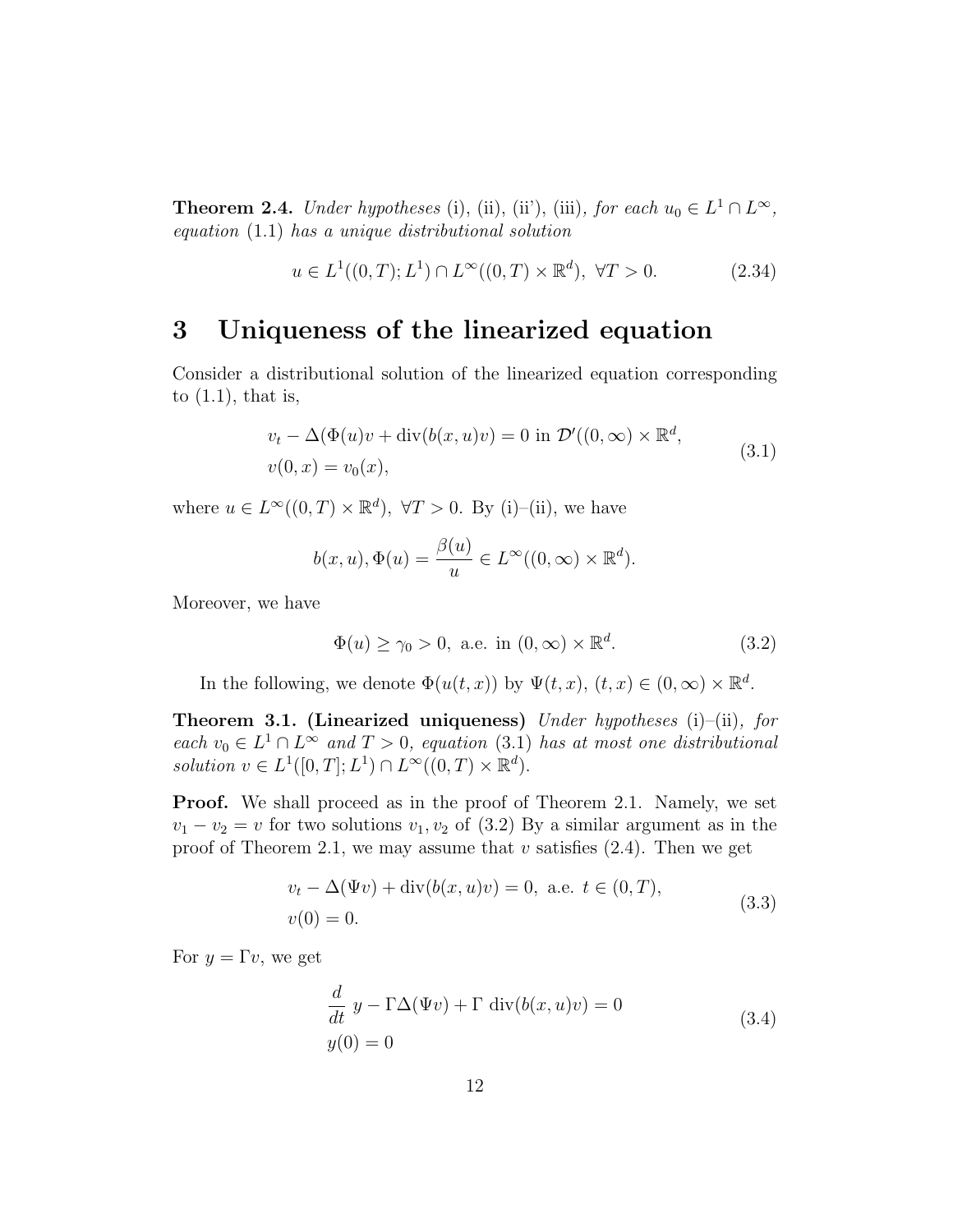**Theorem 2.4.** *Under hypotheses* (i), (ii), (ii'), (iii)*, for each* $u_0 \in L^1 \cap L^\infty$*, equation* (1.1) *has a unique distributional solution*

$$u \in L^1((0,T); L^1) \cap L^\infty((0,T) \times \mathbb{R}^d), \ \forall T > 0. \tag{2.34}$$

# 3 Uniqueness of the linearized equation

Consider a distributional solution of the linearized equation corresponding to (1.1), that is,

$$\begin{aligned} &v_t - \Delta(\Phi(u)v + \operatorname{div}(b(x,u)v) = 0 \text{ in } \mathcal{D}'((0,\infty) \times \mathbb{R}^d, \\ &v(0,x) = v_0(x), \end{aligned} \tag{3.1}$$

where $u \in L^\infty((0,T) \times \mathbb{R}^d), \ \forall T > 0$. By (i)–(ii), we have

$$b(x,u), \Phi(u) = \frac{\beta(u)}{u} \in L^\infty((0,\infty) \times \mathbb{R}^d).$$

Moreover, we have

$$\Phi(u) \geq \gamma_0 > 0, \text{ a.e. in } (0,\infty) \times \mathbb{R}^d. \tag{3.2}$$

In the following, we denote $\Phi(u(t,x))$ by $\Psi(t,x)$, $(t,x) \in (0,\infty) \times \mathbb{R}^d$.

**Theorem 3.1. (Linearized uniqueness)** *Under hypotheses* (i)–(ii)*, for each* $v_0 \in L^1 \cap L^\infty$ *and* $T > 0$*, equation* (3.1) *has at most one distributional solution* $v \in L^1([0,T]; L^1) \cap L^\infty((0,T) \times \mathbb{R}^d)$.

**Proof.** We shall proceed as in the proof of Theorem 2.1. Namely, we set $v_1 - v_2 = v$ for two solutions $v_1, v_2$ of (3.2) By a similar argument as in the proof of Theorem 2.1, we may assume that $v$ satisfies (2.4). Then we get

$$\begin{aligned} &v_t - \Delta(\Psi v) + \operatorname{div}(b(x,u)v) = 0, \text{ a.e. } t \in (0,T), \\ &v(0) = 0. \end{aligned} \tag{3.3}$$

For $y = \Gamma v$, we get

$$\begin{aligned} &\frac{d}{dt}\, y - \Gamma \Delta(\Psi v) + \Gamma \operatorname{div}(b(x,u)v) = 0 \\ &y(0) = 0 \end{aligned} \tag{3.4}$$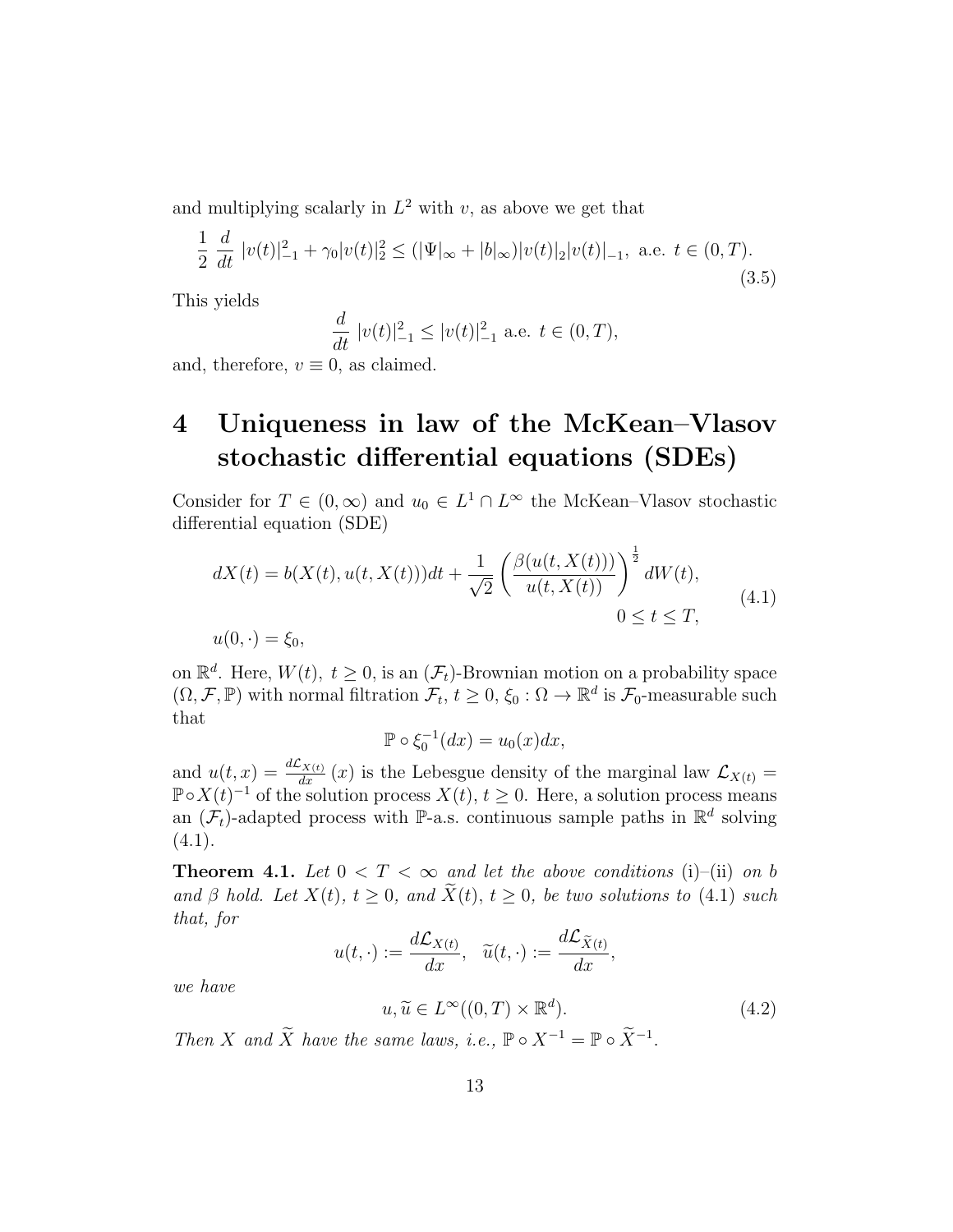and multiplying scalarly in $L^2$ with $v$, as above we get that

$$
\frac{1}{2}\,\frac{d}{dt}\,|v(t)|_{-1}^2+\gamma_0|v(t)|_2^2\le (|\Psi|_\infty+|b|_\infty)|v(t)|_2|v(t)|_{-1},\ \text{a.e. } t\in(0,T). \tag{3.5}
$$

This yields

$$
\frac{d}{dt}\,|v(t)|_{-1}^2\le |v(t)|_{-1}^2 \text{ a.e. } t\in(0,T),
$$

and, therefore, $v\equiv 0$, as claimed.

# 4 Uniqueness in law of the McKean–Vlasov stochastic differential equations (SDEs)

Consider for $T\in(0,\infty)$ and $u_0\in L^1\cap L^\infty$ the McKean–Vlasov stochastic differential equation (SDE)

$$
\begin{aligned}
&dX(t)=b(X(t),u(t,X(t)))dt+\frac{1}{\sqrt{2}}\left(\frac{\beta(u(t,X(t)))}{u(t,X(t))}\right)^{\frac{1}{2}}dW(t),\\
&\hspace{20em} 0\le t\le T,\\
&u(0,\cdot)=\xi_0,
\end{aligned}\tag{4.1}
$$

on $\mathbb{R}^d$. Here, $W(t),\ t\ge 0$, is an $(\mathcal{F}_t)$-Brownian motion on a probability space $(\Omega,\mathcal{F},\mathbb{P})$ with normal filtration $\mathcal{F}_t,\ t\ge 0$, $\xi_0:\Omega\to\mathbb{R}^d$ is $\mathcal{F}_0$-measurable such that

$$
\mathbb{P}\circ\xi_0^{-1}(dx)=u_0(x)dx,
$$

and $u(t,x)=\frac{d\mathcal{L}_{X(t)}}{dx}(x)$ is the Lebesgue density of the marginal law $\mathcal{L}_{X(t)}=\mathbb{P}\circ X(t)^{-1}$ of the solution process $X(t),\ t\ge 0$. Here, a solution process means an $(\mathcal{F}_t)$-adapted process with $\mathbb{P}$-a.s. continuous sample paths in $\mathbb{R}^d$ solving (4.1).

**Theorem 4.1.** *Let $0<T<\infty$ and let the above conditions* (i)–(ii) *on $b$ and $\beta$ hold. Let $X(t),\ t\ge 0$, and $\widetilde{X}(t),\ t\ge 0$, be two solutions to* (4.1) *such that, for*

$$
u(t,\cdot):=\frac{d\mathcal{L}_{X(t)}}{dx},\quad \widetilde{u}(t,\cdot):=\frac{d\mathcal{L}_{\widetilde{X}(t)}}{dx},
$$

*we have*

$$
u,\widetilde{u}\in L^\infty((0,T)\times\mathbb{R}^d). \tag{4.2}
$$

*Then $X$ and $\widetilde{X}$ have the same laws, i.e., $\mathbb{P}\circ X^{-1}=\mathbb{P}\circ\widetilde{X}^{-1}$.*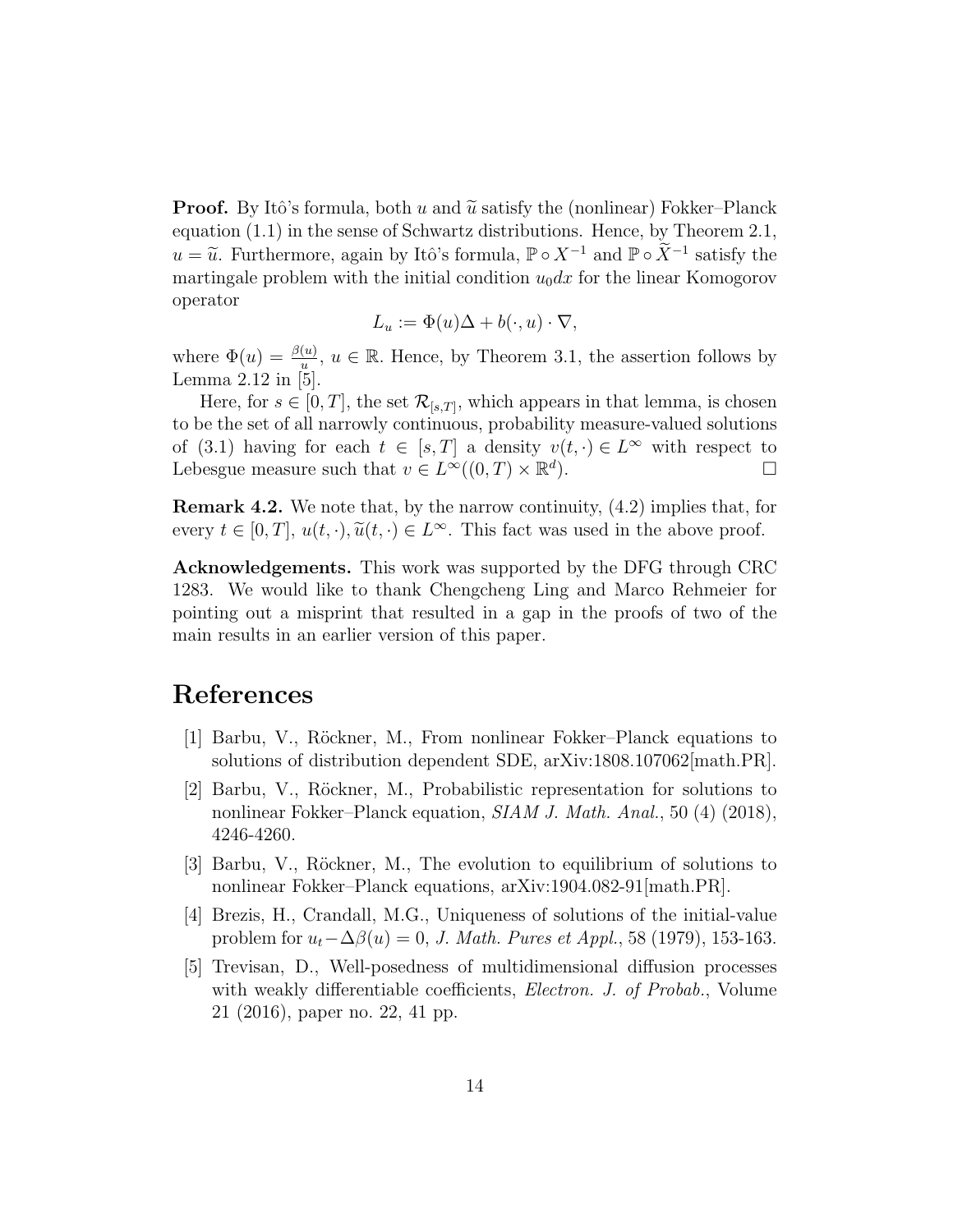**Proof.** By Itô's formula, both $u$ and $\widetilde{u}$ satisfy the (nonlinear) Fokker–Planck equation (1.1) in the sense of Schwartz distributions. Hence, by Theorem 2.1, $u = \widetilde{u}$. Furthermore, again by Itô's formula, $\mathbb{P} \circ X^{-1}$ and $\mathbb{P} \circ \widetilde{X}^{-1}$ satisfy the martingale problem with the initial condition $u_0 dx$ for the linear Komogorov operator

$$L_u := \Phi(u)\Delta + b(\cdot, u) \cdot \nabla,$$

where $\Phi(u) = \frac{\beta(u)}{u}$, $u \in \mathbb{R}$. Hence, by Theorem 3.1, the assertion follows by Lemma 2.12 in [5].

Here, for $s \in [0, T]$, the set $\mathcal{R}_{[s,T]}$, which appears in that lemma, is chosen to be the set of all narrowly continuous, probability measure-valued solutions of (3.1) having for each $t \in [s, T]$ a density $v(t, \cdot) \in L^\infty$ with respect to Lebesgue measure such that $v \in L^\infty((0, T) \times \mathbb{R}^d)$. $\square$

**Remark 4.2.** We note that, by the narrow continuity, (4.2) implies that, for every $t \in [0, T]$, $u(t, \cdot), \widetilde{u}(t, \cdot) \in L^\infty$. This fact was used in the above proof.

**Acknowledgements.** This work was supported by the DFG through CRC 1283. We would like to thank Chengcheng Ling and Marco Rehmeier for pointing out a misprint that resulted in a gap in the proofs of two of the main results in an earlier version of this paper.

# References

[1] Barbu, V., Röckner, M., From nonlinear Fokker–Planck equations to solutions of distribution dependent SDE, arXiv:1808.107062[math.PR].

[2] Barbu, V., Röckner, M., Probabilistic representation for solutions to nonlinear Fokker–Planck equation, *SIAM J. Math. Anal.*, 50 (4) (2018), 4246-4260.

[3] Barbu, V., Röckner, M., The evolution to equilibrium of solutions to nonlinear Fokker–Planck equations, arXiv:1904.082-91[math.PR].

[4] Brezis, H., Crandall, M.G., Uniqueness of solutions of the initial-value problem for $u_t - \Delta\beta(u) = 0$, *J. Math. Pures et Appl.*, 58 (1979), 153-163.

[5] Trevisan, D., Well-posedness of multidimensional diffusion processes with weakly differentiable coefficients, *Electron. J. of Probab.*, Volume 21 (2016), paper no. 22, 41 pp.